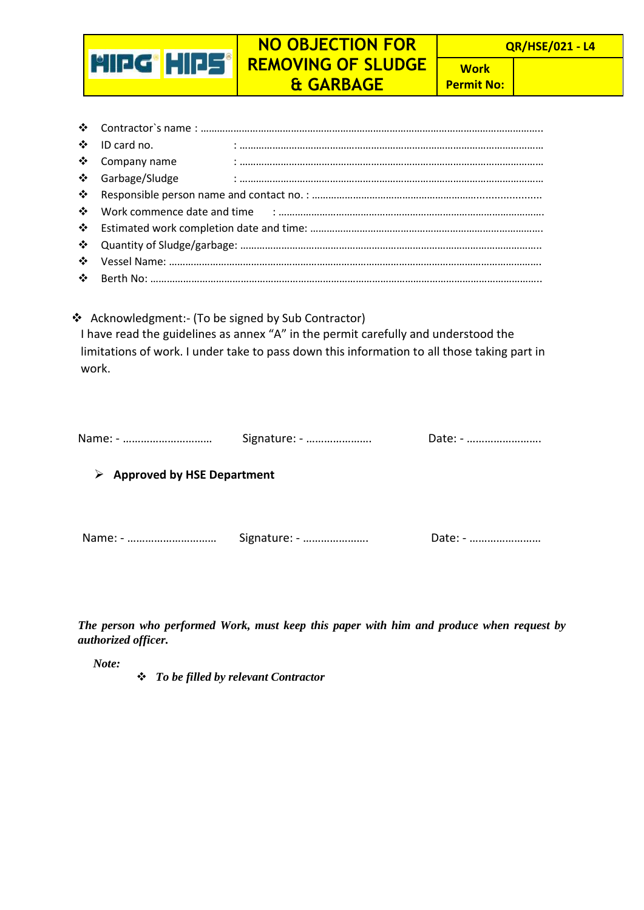| HIPG HIPS | NO OBJECTION FOR REMOVING OF SLUDGE & GARBAGE | QR/HSE/021 - L4 | |
|---|---|---|---|
| | | **Work Permit No:** | |

- Contractor`s name : ..........................................................................................................................
- ID card no. : ...............................................................................................................
- Company name : ...............................................................................................................
- Garbage/Sludge : ...............................................................................................................
- Responsible person name and contact no. : ...................................................................................
- Work commence date and time : ..................................................................................................
- Estimated work completion date and time: ....................................................................................
- Quantity of Sludge/garbage: ...........................................................................................................
- Vessel Name: ......................................................................................................................................
- Berth No: ............................................................................................................................................

- Acknowledgment:- (To be signed by Sub Contractor)

I have read the guidelines as annex "A" in the permit carefully and understood the limitations of work. I under take to pass down this information to all those taking part in work.

Name: - ………………………… Signature: - …………………. Date: - …………………….

> **Approved by HSE Department**

Name: - ………………………… Signature: - …………………. Date: - ……………………

***The person who performed Work, must keep this paper with him and produce when request by authorized officer.***

***Note:***

- ***To be filled by relevant Contractor***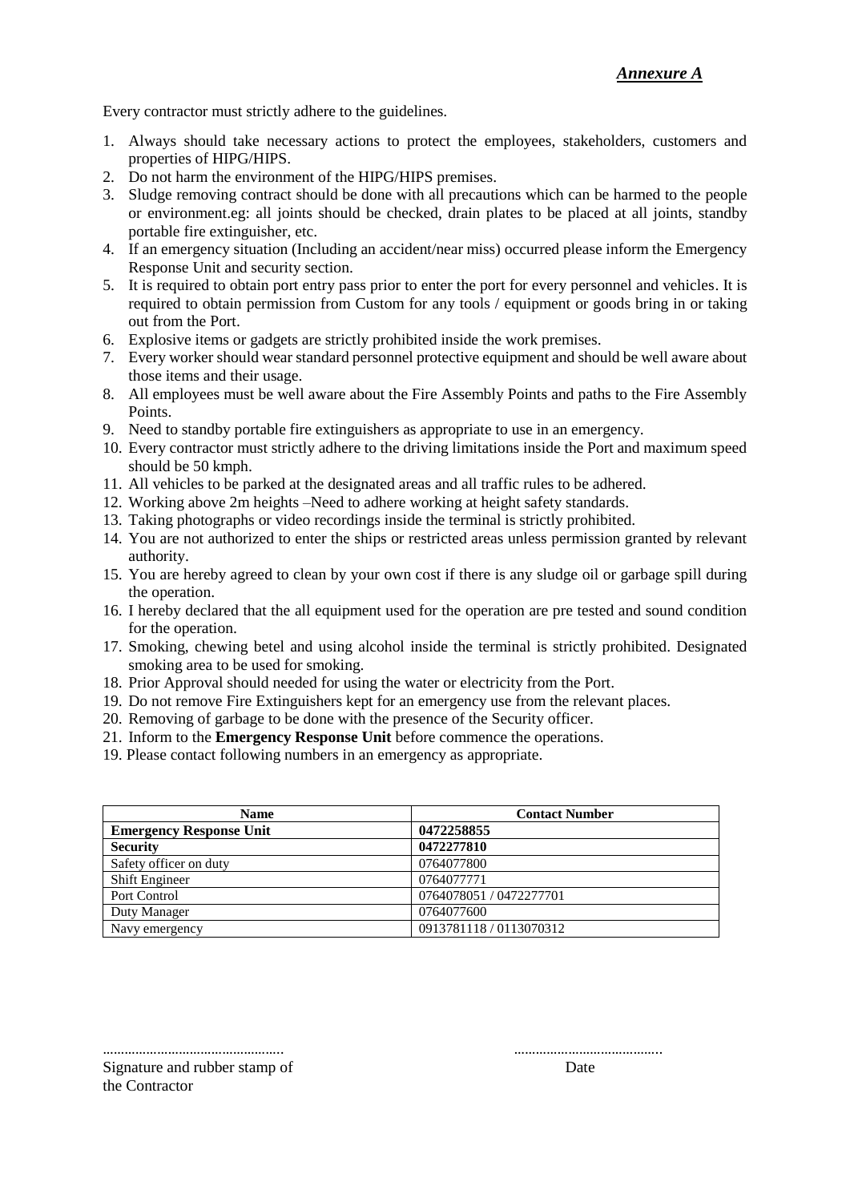***Annexure A***

Every contractor must strictly adhere to the guidelines.

1. Always should take necessary actions to protect the employees, stakeholders, customers and properties of HIPG/HIPS.
2. Do not harm the environment of the HIPG/HIPS premises.
3. Sludge removing contract should be done with all precautions which can be harmed to the people or environment.eg: all joints should be checked, drain plates to be placed at all joints, standby portable fire extinguisher, etc.
4. If an emergency situation (Including an accident/near miss) occurred please inform the Emergency Response Unit and security section.
5. It is required to obtain port entry pass prior to enter the port for every personnel and vehicles. It is required to obtain permission from Custom for any tools / equipment or goods bring in or taking out from the Port.
6. Explosive items or gadgets are strictly prohibited inside the work premises.
7. Every worker should wear standard personnel protective equipment and should be well aware about those items and their usage.
8. All employees must be well aware about the Fire Assembly Points and paths to the Fire Assembly Points.
9. Need to standby portable fire extinguishers as appropriate to use in an emergency.
10. Every contractor must strictly adhere to the driving limitations inside the Port and maximum speed should be 50 kmph.
11. All vehicles to be parked at the designated areas and all traffic rules to be adhered.
12. Working above 2m heights –Need to adhere working at height safety standards.
13. Taking photographs or video recordings inside the terminal is strictly prohibited.
14. You are not authorized to enter the ships or restricted areas unless permission granted by relevant authority.
15. You are hereby agreed to clean by your own cost if there is any sludge oil or garbage spill during the operation.
16. I hereby declared that the all equipment used for the operation are pre tested and sound condition for the operation.
17. Smoking, chewing betel and using alcohol inside the terminal is strictly prohibited. Designated smoking area to be used for smoking.
18. Prior Approval should needed for using the water or electricity from the Port.
19. Do not remove Fire Extinguishers kept for an emergency use from the relevant places.
20. Removing of garbage to be done with the presence of the Security officer.
21. Inform to the **Emergency Response Unit** before commence the operations.

19\. Please contact following numbers in an emergency as appropriate.

| Name | Contact Number |
|---|---|
| **Emergency Response Unit** | **0472258855** |
| **Security** | **0472277810** |
| Safety officer on duty | 0764077800 |
| Shift Engineer | 0764077771 |
| Port Control | 0764078051 / 0472277701 |
| Duty Manager | 0764077600 |
| Navy emergency | 0913781118 / 0113070312 |

.................................................&nbsp;&nbsp;&nbsp;&nbsp;&nbsp;&nbsp;&nbsp;&nbsp;&nbsp;&nbsp;&nbsp;&nbsp;........................................

Signature and rubber stamp of the Contractor&nbsp;&nbsp;&nbsp;&nbsp;&nbsp;&nbsp;&nbsp;&nbsp;&nbsp;&nbsp;&nbsp;&nbsp;Date